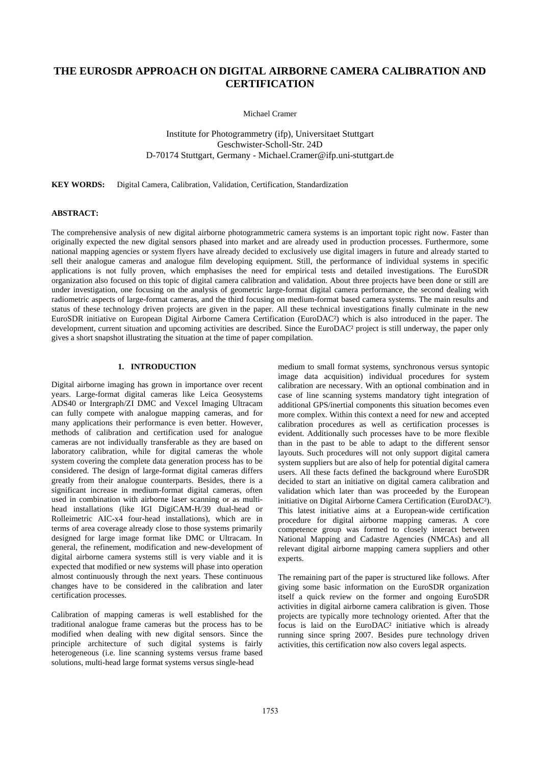# THE EUROSDR APPROACH ON DIGITAL AIRBORNE CAMERA CALIBRATION AND CERTIFICATION

Michael Cramer

Institute for Photogrammetry (ifp), Universitaet Stuttgart
Geschwister-Scholl-Str. 24D
D-70174 Stuttgart, Germany - Michael.Cramer@ifp.uni-stuttgart.de

**KEY WORDS:** Digital Camera, Calibration, Validation, Certification, Standardization

**ABSTRACT:**

The comprehensive analysis of new digital airborne photogrammetric camera systems is an important topic right now. Faster than originally expected the new digital sensors phased into market and are already used in production processes. Furthermore, some national mapping agencies or system flyers have already decided to exclusively use digital imagers in future and already started to sell their analogue cameras and analogue film developing equipment. Still, the performance of individual systems in specific applications is not fully proven, which emphasises the need for empirical tests and detailed investigations. The EuroSDR organization also focused on this topic of digital camera calibration and validation. About three projects have been done or still are under investigation, one focusing on the analysis of geometric large-format digital camera performance, the second dealing with radiometric aspects of large-format cameras, and the third focusing on medium-format based camera systems. The main results and status of these technology driven projects are given in the paper. All these technical investigations finally culminate in the new EuroSDR initiative on European Digital Airborne Camera Certification (EuroDAC²) which is also introduced in the paper. The development, current situation and upcoming activities are described. Since the EuroDAC² project is still underway, the paper only gives a short snapshot illustrating the situation at the time of paper compilation.

## 1. INTRODUCTION

Digital airborne imaging has grown in importance over recent years. Large-format digital cameras like Leica Geosystems ADS40 or Intergraph/ZI DMC and Vexcel Imaging Ultracam can fully compete with analogue mapping cameras, and for many applications their performance is even better. However, methods of calibration and certification used for analogue cameras are not individually transferable as they are based on laboratory calibration, while for digital cameras the whole system covering the complete data generation process has to be considered. The design of large-format digital cameras differs greatly from their analogue counterparts. Besides, there is a significant increase in medium-format digital cameras, often used in combination with airborne laser scanning or as multi-head installations (like IGI DigiCAM-H/39 dual-head or Rolleimetric AIC-x4 four-head installations), which are in terms of area coverage already close to those systems primarily designed for large image format like DMC or Ultracam. In general, the refinement, modification and new-development of digital airborne camera systems still is very viable and it is expected that modified or new systems will phase into operation almost continuously through the next years. These continuous changes have to be considered in the calibration and later certification processes.

Calibration of mapping cameras is well established for the traditional analogue frame cameras but the process has to be modified when dealing with new digital sensors. Since the principle architecture of such digital systems is fairly heterogeneous (i.e. line scanning systems versus frame based solutions, multi-head large format systems versus single-head medium to small format systems, synchronous versus syntopic image data acquisition) individual procedures for system calibration are necessary. With an optional combination and in case of line scanning systems mandatory tight integration of additional GPS/inertial components this situation becomes even more complex. Within this context a need for new and accepted calibration procedures as well as certification processes is evident. Additionally such processes have to be more flexible than in the past to be able to adapt to the different sensor layouts. Such procedures will not only support digital camera system suppliers but are also of help for potential digital camera users. All these facts defined the background where EuroSDR decided to start an initiative on digital camera calibration and validation which later than was proceeded by the European initiative on Digital Airborne Camera Certification (EuroDAC²). This latest initiative aims at a European-wide certification procedure for digital airborne mapping cameras. A core competence group was formed to closely interact between National Mapping and Cadastre Agencies (NMCAs) and all relevant digital airborne mapping camera suppliers and other experts.

The remaining part of the paper is structured like follows. After giving some basic information on the EuroSDR organization itself a quick review on the former and ongoing EuroSDR activities in digital airborne camera calibration is given. Those projects are typically more technology oriented. After that the focus is laid on the EuroDAC² initiative which is already running since spring 2007. Besides pure technology driven activities, this certification now also covers legal aspects.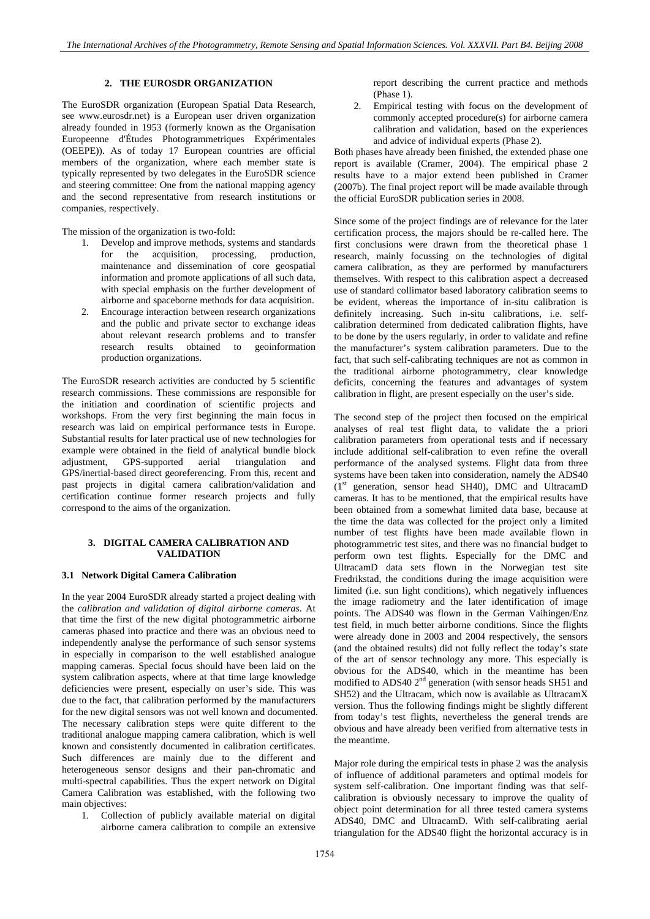## 2. THE EUROSDR ORGANIZATION

The EuroSDR organization (European Spatial Data Research, see www.eurosdr.net) is a European user driven organization already founded in 1953 (formerly known as the Organisation Europeenne d'Études Photogrammetriques Expérimentales (OEEPE)). As of today 17 European countries are official members of the organization, where each member state is typically represented by two delegates in the EuroSDR science and steering committee: One from the national mapping agency and the second representative from research institutions or companies, respectively.

The mission of the organization is two-fold:

1. Develop and improve methods, systems and standards for the acquisition, processing, production, maintenance and dissemination of core geospatial information and promote applications of all such data, with special emphasis on the further development of airborne and spaceborne methods for data acquisition.
2. Encourage interaction between research organizations and the public and private sector to exchange ideas about relevant research problems and to transfer research results obtained to geoinformation production organizations.

The EuroSDR research activities are conducted by 5 scientific research commissions. These commissions are responsible for the initiation and coordination of scientific projects and workshops. From the very first beginning the main focus in research was laid on empirical performance tests in Europe. Substantial results for later practical use of new technologies for example were obtained in the field of analytical bundle block adjustment, GPS-supported aerial triangulation and GPS/inertial-based direct georeferencing. From this, recent and past projects in digital camera calibration/validation and certification continue former research projects and fully correspond to the aims of the organization.

## 3. DIGITAL CAMERA CALIBRATION AND VALIDATION

### 3.1 Network Digital Camera Calibration

In the year 2004 EuroSDR already started a project dealing with the *calibration and validation of digital airborne cameras*. At that time the first of the new digital photogrammetric airborne cameras phased into practice and there was an obvious need to independently analyse the performance of such sensor systems in especially in comparison to the well established analogue mapping cameras. Special focus should have been laid on the system calibration aspects, where at that time large knowledge deficiencies were present, especially on user's side. This was due to the fact, that calibration performed by the manufacturers for the new digital sensors was not well known and documented. The necessary calibration steps were quite different to the traditional analogue mapping camera calibration, which is well known and consistently documented in calibration certificates. Such differences are mainly due to the different and heterogeneous sensor designs and their pan-chromatic and multi-spectral capabilities. Thus the expert network on Digital Camera Calibration was established, with the following two main objectives:

1. Collection of publicly available material on digital airborne camera calibration to compile an extensive report describing the current practice and methods (Phase 1).
2. Empirical testing with focus on the development of commonly accepted procedure(s) for airborne camera calibration and validation, based on the experiences and advice of individual experts (Phase 2).

Both phases have already been finished, the extended phase one report is available (Cramer, 2004). The empirical phase 2 results have to a major extend been published in Cramer (2007b). The final project report will be made available through the official EuroSDR publication series in 2008.

Since some of the project findings are of relevance for the later certification process, the majors should be re-called here. The first conclusions were drawn from the theoretical phase 1 research, mainly focussing on the technologies of digital camera calibration, as they are performed by manufacturers themselves. With respect to this calibration aspect a decreased use of standard collimator based laboratory calibration seems to be evident, whereas the importance of in-situ calibration is definitely increasing. Such in-situ calibrations, i.e. self-calibration determined from dedicated calibration flights, have to be done by the users regularly, in order to validate and refine the manufacturer's system calibration parameters. Due to the fact, that such self-calibrating techniques are not as common in the traditional airborne photogrammetry, clear knowledge deficits, concerning the features and advantages of system calibration in flight, are present especially on the user's side.

The second step of the project then focused on the empirical analyses of real test flight data, to validate the a priori calibration parameters from operational tests and if necessary include additional self-calibration to even refine the overall performance of the analysed systems. Flight data from three systems have been taken into consideration, namely the ADS40 (1st generation, sensor head SH40), DMC and UltracamD cameras. It has to be mentioned, that the empirical results have been obtained from a somewhat limited data base, because at the time the data was collected for the project only a limited number of test flights have been made available flown in photogrammetric test sites, and there was no financial budget to perform own test flights. Especially for the DMC and UltracamD data sets flown in the Norwegian test site Fredrikstad, the conditions during the image acquisition were limited (i.e. sun light conditions), which negatively influences the image radiometry and the later identification of image points. The ADS40 was flown in the German Vaihingen/Enz test field, in much better airborne conditions. Since the flights were already done in 2003 and 2004 respectively, the sensors (and the obtained results) did not fully reflect the today's state of the art of sensor technology any more. This especially is obvious for the ADS40, which in the meantime has been modified to ADS40 2nd generation (with sensor heads SH51 and SH52) and the Ultracam, which now is available as UltracamX version. Thus the following findings might be slightly different from today's test flights, nevertheless the general trends are obvious and have already been verified from alternative tests in the meantime.

Major role during the empirical tests in phase 2 was the analysis of influence of additional parameters and optimal models for system self-calibration. One important finding was that self-calibration is obviously necessary to improve the quality of object point determination for all three tested camera systems ADS40, DMC and UltracamD. With self-calibrating aerial triangulation for the ADS40 flight the horizontal accuracy is in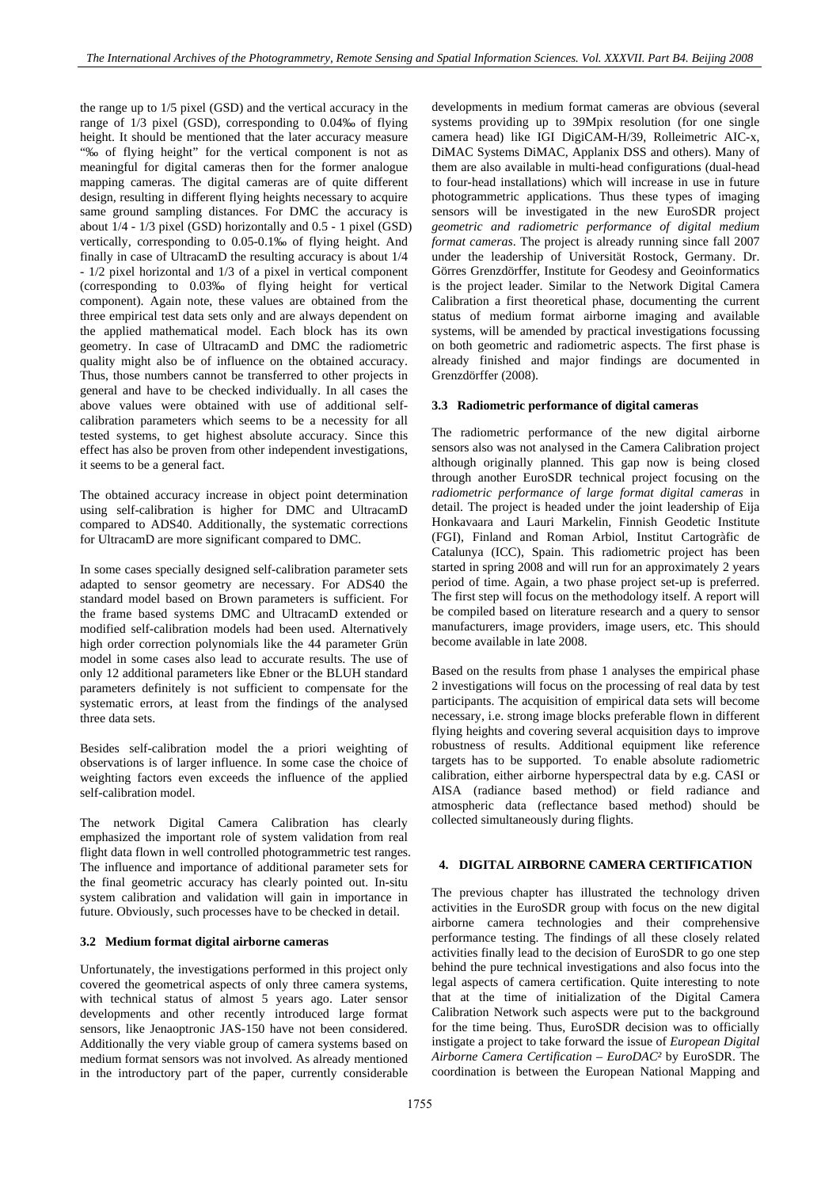the range up to 1/5 pixel (GSD) and the vertical accuracy in the range of 1/3 pixel (GSD), corresponding to 0.04‰ of flying height. It should be mentioned that the later accuracy measure "‰ of flying height" for the vertical component is not as meaningful for digital cameras then for the former analogue mapping cameras. The digital cameras are of quite different design, resulting in different flying heights necessary to acquire same ground sampling distances. For DMC the accuracy is about 1/4 - 1/3 pixel (GSD) horizontally and 0.5 - 1 pixel (GSD) vertically, corresponding to 0.05-0.1‰ of flying height. And finally in case of UltracamD the resulting accuracy is about 1/4 - 1/2 pixel horizontal and 1/3 of a pixel in vertical component (corresponding to 0.03‰ of flying height for vertical component). Again note, these values are obtained from the three empirical test data sets only and are always dependent on the applied mathematical model. Each block has its own geometry. In case of UltracamD and DMC the radiometric quality might also be of influence on the obtained accuracy. Thus, those numbers cannot be transferred to other projects in general and have to be checked individually. In all cases the above values were obtained with use of additional self-calibration parameters which seems to be a necessity for all tested systems, to get highest absolute accuracy. Since this effect has also be proven from other independent investigations, it seems to be a general fact.

The obtained accuracy increase in object point determination using self-calibration is higher for DMC and UltracamD compared to ADS40. Additionally, the systematic corrections for UltracamD are more significant compared to DMC.

In some cases specially designed self-calibration parameter sets adapted to sensor geometry are necessary. For ADS40 the standard model based on Brown parameters is sufficient. For the frame based systems DMC and UltracamD extended or modified self-calibration models had been used. Alternatively high order correction polynomials like the 44 parameter Grün model in some cases also lead to accurate results. The use of only 12 additional parameters like Ebner or the BLUH standard parameters definitely is not sufficient to compensate for the systematic errors, at least from the findings of the analysed three data sets.

Besides self-calibration model the a priori weighting of observations is of larger influence. In some case the choice of weighting factors even exceeds the influence of the applied self-calibration model.

The network Digital Camera Calibration has clearly emphasized the important role of system validation from real flight data flown in well controlled photogrammetric test ranges. The influence and importance of additional parameter sets for the final geometric accuracy has clearly pointed out. In-situ system calibration and validation will gain in importance in future. Obviously, such processes have to be checked in detail.

### 3.2 Medium format digital airborne cameras

Unfortunately, the investigations performed in this project only covered the geometrical aspects of only three camera systems, with technical status of almost 5 years ago. Later sensor developments and other recently introduced large format sensors, like Jenaoptronic JAS-150 have not been considered. Additionally the very viable group of camera systems based on medium format sensors was not involved. As already mentioned in the introductory part of the paper, currently considerable developments in medium format cameras are obvious (several systems providing up to 39Mpix resolution (for one single camera head) like IGI DigiCAM-H/39, Rolleimetric AIC-x, DiMAC Systems DiMAC, Applanix DSS and others). Many of them are also available in multi-head configurations (dual-head to four-head installations) which will increase in use in future photogrammetric applications. Thus these types of imaging sensors will be investigated in the new EuroSDR project *geometric and radiometric performance of digital medium format cameras*. The project is already running since fall 2007 under the leadership of Universität Rostock, Germany. Dr. Görres Grenzdörffer, Institute for Geodesy and Geoinformatics is the project leader. Similar to the Network Digital Camera Calibration a first theoretical phase, documenting the current status of medium format airborne imaging and available systems, will be amended by practical investigations focussing on both geometric and radiometric aspects. The first phase is already finished and major findings are documented in Grenzdörffer (2008).

### 3.3 Radiometric performance of digital cameras

The radiometric performance of the new digital airborne sensors also was not analysed in the Camera Calibration project although originally planned. This gap now is being closed through another EuroSDR technical project focusing on the *radiometric performance of large format digital cameras* in detail. The project is headed under the joint leadership of Eija Honkavaara and Lauri Markelin, Finnish Geodetic Institute (FGI), Finland and Roman Arbiol, Institut Cartogràfic de Catalunya (ICC), Spain. This radiometric project has been started in spring 2008 and will run for an approximately 2 years period of time. Again, a two phase project set-up is preferred. The first step will focus on the methodology itself. A report will be compiled based on literature research and a query to sensor manufacturers, image providers, image users, etc. This should become available in late 2008.

Based on the results from phase 1 analyses the empirical phase 2 investigations will focus on the processing of real data by test participants. The acquisition of empirical data sets will become necessary, i.e. strong image blocks preferable flown in different flying heights and covering several acquisition days to improve robustness of results. Additional equipment like reference targets has to be supported. To enable absolute radiometric calibration, either airborne hyperspectral data by e.g. CASI or AISA (radiance based method) or field radiance and atmospheric data (reflectance based method) should be collected simultaneously during flights.

## 4. DIGITAL AIRBORNE CAMERA CERTIFICATION

The previous chapter has illustrated the technology driven activities in the EuroSDR group with focus on the new digital airborne camera technologies and their comprehensive performance testing. The findings of all these closely related activities finally lead to the decision of EuroSDR to go one step behind the pure technical investigations and also focus into the legal aspects of camera certification. Quite interesting to note that at the time of initialization of the Digital Camera Calibration Network such aspects were put to the background for the time being. Thus, EuroSDR decision was to officially instigate a project to take forward the issue of *European Digital Airborne Camera Certification – EuroDAC²* by EuroSDR. The coordination is between the European National Mapping and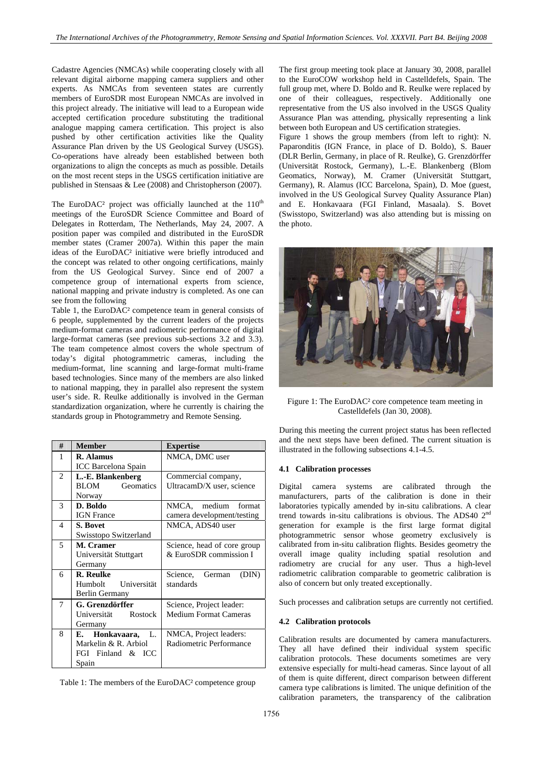Cadastre Agencies (NMCAs) while cooperating closely with all relevant digital airborne mapping camera suppliers and other experts. As NMCAs from seventeen states are currently members of EuroSDR most European NMCAs are involved in this project already. The initiative will lead to a European wide accepted certification procedure substituting the traditional analogue mapping camera certification. This project is also pushed by other certification activities like the Quality Assurance Plan driven by the US Geological Survey (USGS). Co-operations have already been established between both organizations to align the concepts as much as possible. Details on the most recent steps in the USGS certification initiative are published in Stensaas & Lee (2008) and Christopherson (2007).

The EuroDAC² project was officially launched at the 110th meetings of the EuroSDR Science Committee and Board of Delegates in Rotterdam, The Netherlands, May 24, 2007. A position paper was compiled and distributed in the EuroSDR member states (Cramer 2007a). Within this paper the main ideas of the EuroDAC² initiative were briefly introduced and the concept was related to other ongoing certifications, mainly from the US Geological Survey. Since end of 2007 a competence group of international experts from science, national mapping and private industry is completed. As one can see from the following Table 1, the EuroDAC² competence team in general consists of 6 people, supplemented by the current leaders of the projects medium-format cameras and radiometric performance of digital large-format cameras (see previous sub-sections 3.2 and 3.3). The team competence almost covers the whole spectrum of today's digital photogrammetric cameras, including the medium-format, line scanning and large-format multi-frame based technologies. Since many of the members are also linked to national mapping, they in parallel also represent the system user's side. R. Reulke additionally is involved in the German standardization organization, where he currently is chairing the standards group in Photogrammetry and Remote Sensing.

| # | Member | Expertise |
|---|---|---|
| 1 | **R. Alamus** ICC Barcelona Spain | NMCA, DMC user |
| 2 | **L.-E. Blankenberg** BLOM Geomatics Norway | Commercial company, UltracamD/X user, science |
| 3 | **D. Boldo** IGN France | NMCA, medium format camera development/testing |
| 4 | **S. Bovet** Swisstopo Switzerland | NMCA, ADS40 user |
| 5 | **M. Cramer** Universität Stuttgart Germany | Science, head of core group & EuroSDR commission I |
| 6 | **R. Reulke** Humbolt Universität Berlin Germany | Science, German (DIN) standards |
| 7 | **G. Grenzdörffer** Universität Rostock Germany | Science, Project leader: Medium Format Cameras |
| 8 | **E. Honkavaara,** L. Markelin & R. Arbiol FGI Finland & ICC Spain | NMCA, Project leaders: Radiometric Performance |

Table 1: The members of the EuroDAC² competence group

The first group meeting took place at January 30, 2008, parallel to the EuroCOW workshop held in Castelldefels, Spain. The full group met, where D. Boldo and R. Reulke were replaced by one of their colleagues, respectively. Additionally one representative from the US also involved in the USGS Quality Assurance Plan was attending, physically representing a link between both European and US certification strategies.
Figure 1 shows the group members (from left to right): N. Paparonditis (IGN France, in place of D. Boldo), S. Bauer (DLR Berlin, Germany, in place of R. Reulke), G. Grenzdörffer (Universität Rostock, Germany), L.-E. Blankenberg (Blom Geomatics, Norway), M. Cramer (Universität Stuttgart, Germany), R. Alamus (ICC Barcelona, Spain), D. Moe (guest, involved in the US Geological Survey Quality Assurance Plan) and E. Honkavaara (FGI Finland, Masaala). S. Bovet (Swisstopo, Switzerland) was also attending but is missing on the photo.

Figure 1: The EuroDAC² core competence team meeting in Castelldefels (Jan 30, 2008).

During this meeting the current project status has been reflected and the next steps have been defined. The current situation is illustrated in the following subsections 4.1-4.5.

#### 4.1 Calibration processes

Digital camera systems are calibrated through the manufacturers, parts of the calibration is done in their laboratories typically amended by in-situ calibrations. A clear trend towards in-situ calibrations is obvious. The ADS40 2nd generation for example is the first large format digital photogrammetric sensor whose geometry exclusively is calibrated from in-situ calibration flights. Besides geometry the overall image quality including spatial resolution and radiometry are crucial for any user. Thus a high-level radiometric calibration comparable to geometric calibration is also of concern but only treated exceptionally.

Such processes and calibration setups are currently not certified.

#### 4.2 Calibration protocols

Calibration results are documented by camera manufacturers. They all have defined their individual system specific calibration protocols. These documents sometimes are very extensive especially for multi-head cameras. Since layout of all of them is quite different, direct comparison between different camera type calibrations is limited. The unique definition of the calibration parameters, the transparency of the calibration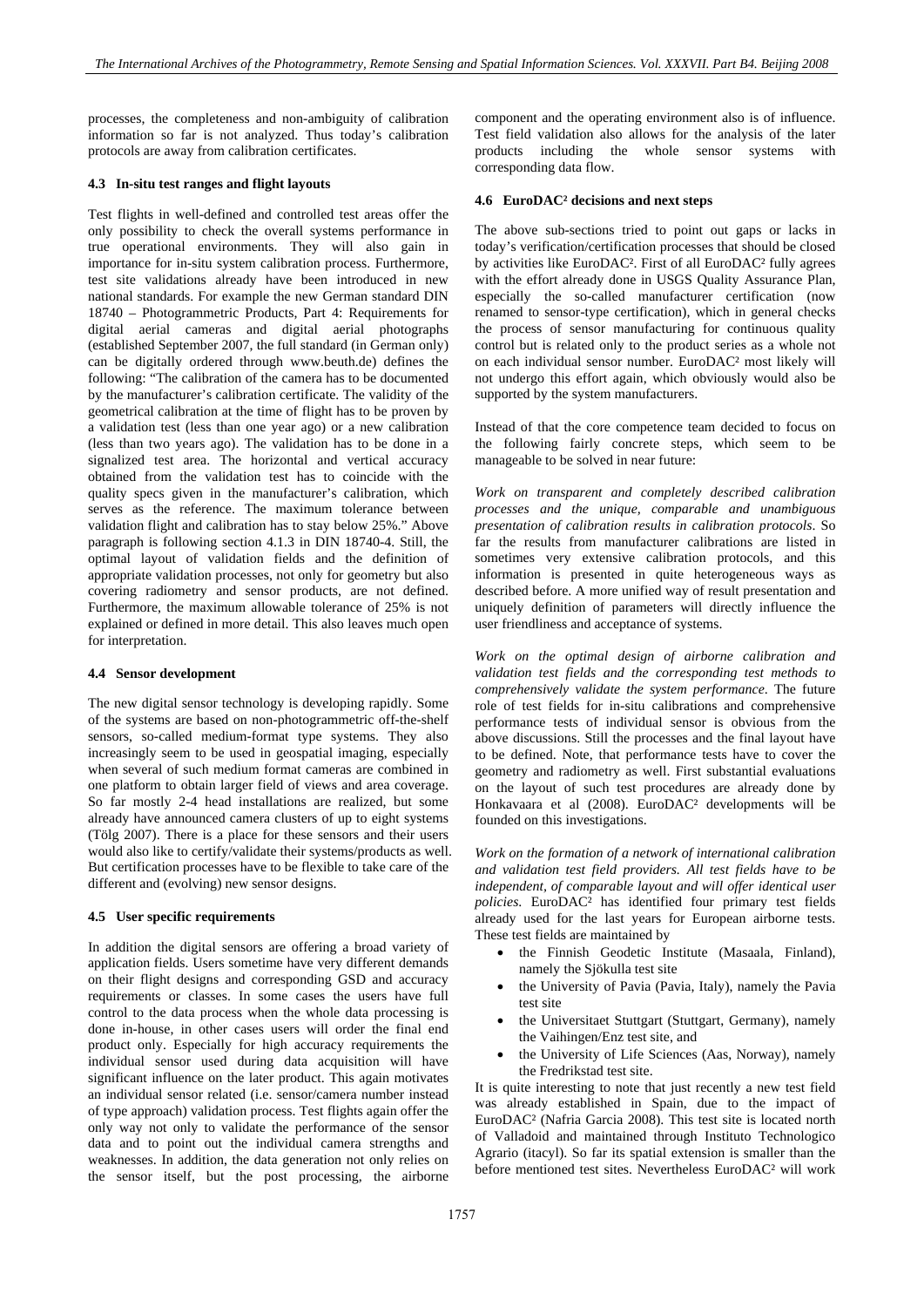processes, the completeness and non-ambiguity of calibration information so far is not analyzed. Thus today's calibration protocols are away from calibration certificates.

### 4.3 In-situ test ranges and flight layouts

Test flights in well-defined and controlled test areas offer the only possibility to check the overall systems performance in true operational environments. They will also gain in importance for in-situ system calibration process. Furthermore, test site validations already have been introduced in new national standards. For example the new German standard DIN 18740 – Photogrammetric Products, Part 4: Requirements for digital aerial cameras and digital aerial photographs (established September 2007, the full standard (in German only) can be digitally ordered through www.beuth.de) defines the following: "The calibration of the camera has to be documented by the manufacturer's calibration certificate. The validity of the geometrical calibration at the time of flight has to be proven by a validation test (less than one year ago) or a new calibration (less than two years ago). The validation has to be done in a signalized test area. The horizontal and vertical accuracy obtained from the validation test has to coincide with the quality specs given in the manufacturer's calibration, which serves as the reference. The maximum tolerance between validation flight and calibration has to stay below 25%." Above paragraph is following section 4.1.3 in DIN 18740-4. Still, the optimal layout of validation fields and the definition of appropriate validation processes, not only for geometry but also covering radiometry and sensor products, are not defined. Furthermore, the maximum allowable tolerance of 25% is not explained or defined in more detail. This also leaves much open for interpretation.

### 4.4 Sensor development

The new digital sensor technology is developing rapidly. Some of the systems are based on non-photogrammetric off-the-shelf sensors, so-called medium-format type systems. They also increasingly seem to be used in geospatial imaging, especially when several of such medium format cameras are combined in one platform to obtain larger field of views and area coverage. So far mostly 2-4 head installations are realized, but some already have announced camera clusters of up to eight systems (Tölg 2007). There is a place for these sensors and their users would also like to certify/validate their systems/products as well. But certification processes have to be flexible to take care of the different and (evolving) new sensor designs.

### 4.5 User specific requirements

In addition the digital sensors are offering a broad variety of application fields. Users sometime have very different demands on their flight designs and corresponding GSD and accuracy requirements or classes. In some cases the users have full control to the data process when the whole data processing is done in-house, in other cases users will order the final end product only. Especially for high accuracy requirements the individual sensor used during data acquisition will have significant influence on the later product. This again motivates an individual sensor related (i.e. sensor/camera number instead of type approach) validation process. Test flights again offer the only way not only to validate the performance of the sensor data and to point out the individual camera strengths and weaknesses. In addition, the data generation not only relies on the sensor itself, but the post processing, the airborne component and the operating environment also is of influence. Test field validation also allows for the analysis of the later products including the whole sensor systems with corresponding data flow.

### 4.6 EuroDAC² decisions and next steps

The above sub-sections tried to point out gaps or lacks in today's verification/certification processes that should be closed by activities like EuroDAC². First of all EuroDAC² fully agrees with the effort already done in USGS Quality Assurance Plan, especially the so-called manufacturer certification (now renamed to sensor-type certification), which in general checks the process of sensor manufacturing for continuous quality control but is related only to the product series as a whole not on each individual sensor number. EuroDAC² most likely will not undergo this effort again, which obviously would also be supported by the system manufacturers.

Instead of that the core competence team decided to focus on the following fairly concrete steps, which seem to be manageable to be solved in near future:

*Work on transparent and completely described calibration processes and the unique, comparable and unambiguous presentation of calibration results in calibration protocols*. So far the results from manufacturer calibrations are listed in sometimes very extensive calibration protocols, and this information is presented in quite heterogeneous ways as described before. A more unified way of result presentation and uniquely definition of parameters will directly influence the user friendliness and acceptance of systems.

*Work on the optimal design of airborne calibration and validation test fields and the corresponding test methods to comprehensively validate the system performance*. The future role of test fields for in-situ calibrations and comprehensive performance tests of individual sensor is obvious from the above discussions. Still the processes and the final layout have to be defined. Note, that performance tests have to cover the geometry and radiometry as well. First substantial evaluations on the layout of such test procedures are already done by Honkavaara et al (2008). EuroDAC² developments will be founded on this investigations.

*Work on the formation of a network of international calibration and validation test field providers. All test fields have to be independent, of comparable layout and will offer identical user policies*. EuroDAC² has identified four primary test fields already used for the last years for European airborne tests. These test fields are maintained by

- the Finnish Geodetic Institute (Masaala, Finland), namely the Sjökulla test site
- the University of Pavia (Pavia, Italy), namely the Pavia test site
- the Universitaet Stuttgart (Stuttgart, Germany), namely the Vaihingen/Enz test site, and
- the University of Life Sciences (Aas, Norway), namely the Fredrikstad test site.

It is quite interesting to note that just recently a new test field was already established in Spain, due to the impact of EuroDAC² (Nafria Garcia 2008). This test site is located north of Valladoid and maintained through Instituto Technologico Agrario (itacyl). So far its spatial extension is smaller than the before mentioned test sites. Nevertheless EuroDAC² will work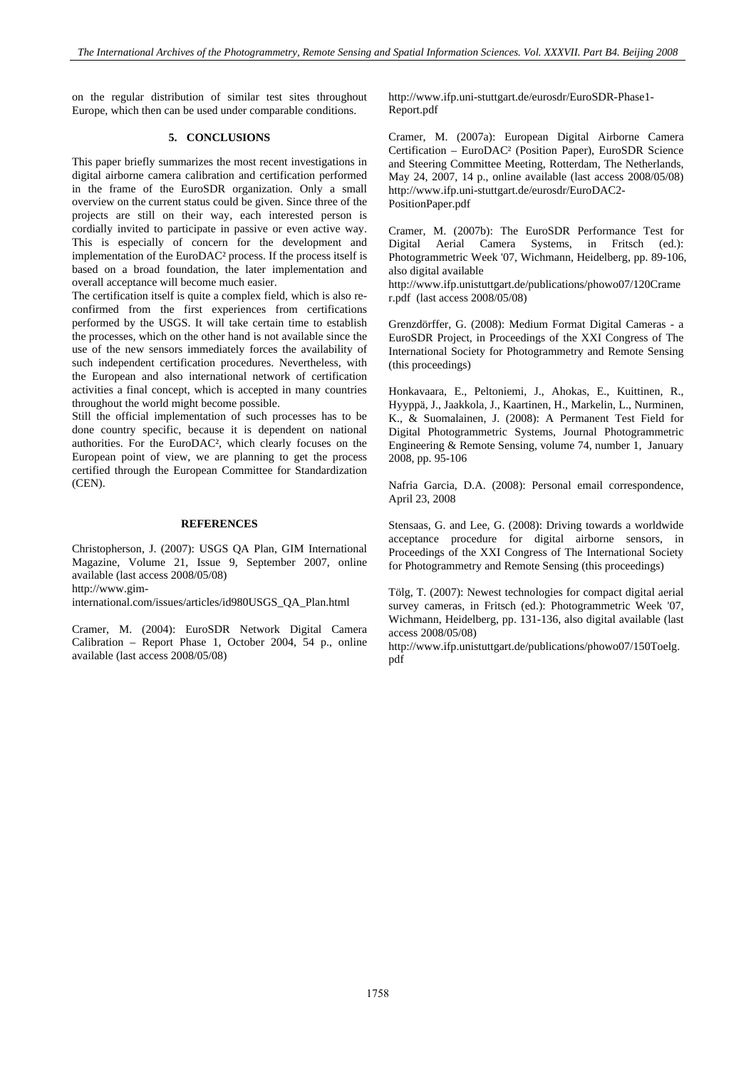on the regular distribution of similar test sites throughout Europe, which then can be used under comparable conditions.

## 5. CONCLUSIONS

This paper briefly summarizes the most recent investigations in digital airborne camera calibration and certification performed in the frame of the EuroSDR organization. Only a small overview on the current status could be given. Since three of the projects are still on their way, each interested person is cordially invited to participate in passive or even active way. This is especially of concern for the development and implementation of the EuroDAC² process. If the process itself is based on a broad foundation, the later implementation and overall acceptance will become much easier.

The certification itself is quite a complex field, which is also re-confirmed from the first experiences from certifications performed by the USGS. It will take certain time to establish the processes, which on the other hand is not available since the use of the new sensors immediately forces the availability of such independent certification procedures. Nevertheless, with the European and also international network of certification activities a final concept, which is accepted in many countries throughout the world might become possible.

Still the official implementation of such processes has to be done country specific, because it is dependent on national authorities. For the EuroDAC², which clearly focuses on the European point of view, we are planning to get the process certified through the European Committee for Standardization (CEN).

## REFERENCES

Christopherson, J. (2007): USGS QA Plan, GIM International Magazine, Volume 21, Issue 9, September 2007, online available (last access 2008/05/08) http://www.gim-international.com/issues/articles/id980USGS_QA_Plan.html

Cramer, M. (2004): EuroSDR Network Digital Camera Calibration – Report Phase 1, October 2004, 54 p., online available (last access 2008/05/08) http://www.ifp.uni-stuttgart.de/eurosdr/EuroSDR-Phase1-Report.pdf

Cramer, M. (2007a): European Digital Airborne Camera Certification – EuroDAC² (Position Paper), EuroSDR Science and Steering Committee Meeting, Rotterdam, The Netherlands, May 24, 2007, 14 p., online available (last access 2008/05/08) http://www.ifp.uni-stuttgart.de/eurosdr/EuroDAC2-PositionPaper.pdf

Cramer, M. (2007b): The EuroSDR Performance Test for Digital Aerial Camera Systems, in Fritsch (ed.): Photogrammetric Week '07, Wichmann, Heidelberg, pp. 89-106, also digital available http://www.ifp.unistuttgart.de/publications/phowo07/120Cramer.pdf (last access 2008/05/08)

Grenzdörffer, G. (2008): Medium Format Digital Cameras - a EuroSDR Project, in Proceedings of the XXI Congress of The International Society for Photogrammetry and Remote Sensing (this proceedings)

Honkavaara, E., Peltoniemi, J., Ahokas, E., Kuittinen, R., Hyyppä, J., Jaakkola, J., Kaartinen, H., Markelin, L., Nurminen, K., & Suomalainen, J. (2008): A Permanent Test Field for Digital Photogrammetric Systems, Journal Photogrammetric Engineering & Remote Sensing, volume 74, number 1, January 2008, pp. 95-106

Nafria Garcia, D.A. (2008): Personal email correspondence, April 23, 2008

Stensaas, G. and Lee, G. (2008): Driving towards a worldwide acceptance procedure for digital airborne sensors, in Proceedings of the XXI Congress of The International Society for Photogrammetry and Remote Sensing (this proceedings)

Tölg, T. (2007): Newest technologies for compact digital aerial survey cameras, in Fritsch (ed.): Photogrammetric Week '07, Wichmann, Heidelberg, pp. 131-136, also digital available (last access 2008/05/08) http://www.ifp.unistuttgart.de/publications/phowo07/150Toelg.pdf